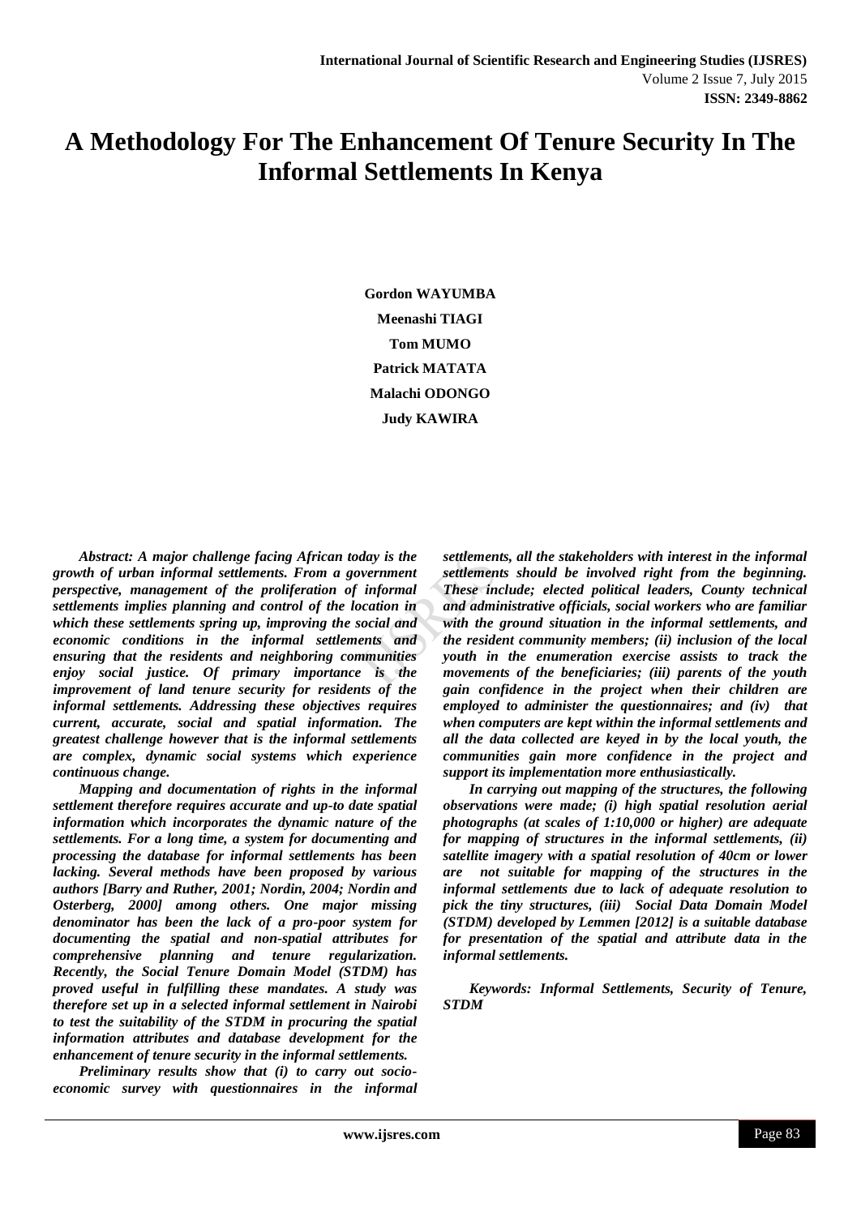# A Methodology For The Enhancement Of Tenure Security In The Informal Settlements In Kenya

**Gordon WAYUMBA**

**Meenashi TIAGI**

**Tom MUMO**

**Patrick MATATA**

**Malachi ODONGO**

**Judy KAWIRA**

***Abstract: A major challenge facing African today is the growth of urban informal settlements. From a government perspective, management of the proliferation of informal settlements implies planning and control of the location in which these settlements spring up, improving the social and economic conditions in the informal settlements and ensuring that the residents and neighboring communities enjoy social justice. Of primary importance is the improvement of land tenure security for residents of the informal settlements. Addressing these objectives requires current, accurate, social and spatial information. The greatest challenge however that is the informal settlements are complex, dynamic social systems which experience continuous change.***

***Mapping and documentation of rights in the informal settlement therefore requires accurate and up-to date spatial information which incorporates the dynamic nature of the settlements. For a long time, a system for documenting and processing the database for informal settlements has been lacking. Several methods have been proposed by various authors [Barry and Ruther, 2001; Nordin, 2004; Nordin and Osterberg, 2000] among others. One major missing denominator has been the lack of a pro-poor system for documenting the spatial and non-spatial attributes for comprehensive planning and tenure regularization. Recently, the Social Tenure Domain Model (STDM) has proved useful in fulfilling these mandates. A study was therefore set up in a selected informal settlement in Nairobi to test the suitability of the STDM in procuring the spatial information attributes and database development for the enhancement of tenure security in the informal settlements.***

***Preliminary results show that (i) to carry out socio-economic survey with questionnaires in the informal settlements, all the stakeholders with interest in the informal settlements should be involved right from the beginning. These include; elected political leaders, County technical and administrative officials, social workers who are familiar with the ground situation in the informal settlements, and the resident community members; (ii) inclusion of the local youth in the enumeration exercise assists to track the movements of the beneficiaries; (iii) parents of the youth gain confidence in the project when their children are employed to administer the questionnaires; and (iv) that when computers are kept within the informal settlements and all the data collected are keyed in by the local youth, the communities gain more confidence in the project and support its implementation more enthusiastically.***

***In carrying out mapping of the structures, the following observations were made; (i) high spatial resolution aerial photographs (at scales of 1:10,000 or higher) are adequate for mapping of structures in the informal settlements, (ii) satellite imagery with a spatial resolution of 40cm or lower are not suitable for mapping of the structures in the informal settlements due to lack of adequate resolution to pick the tiny structures, (iii) Social Data Domain Model (STDM) developed by Lemmen [2012] is a suitable database for presentation of the spatial and attribute data in the informal settlements.***

***Keywords: Informal Settlements, Security of Tenure, STDM***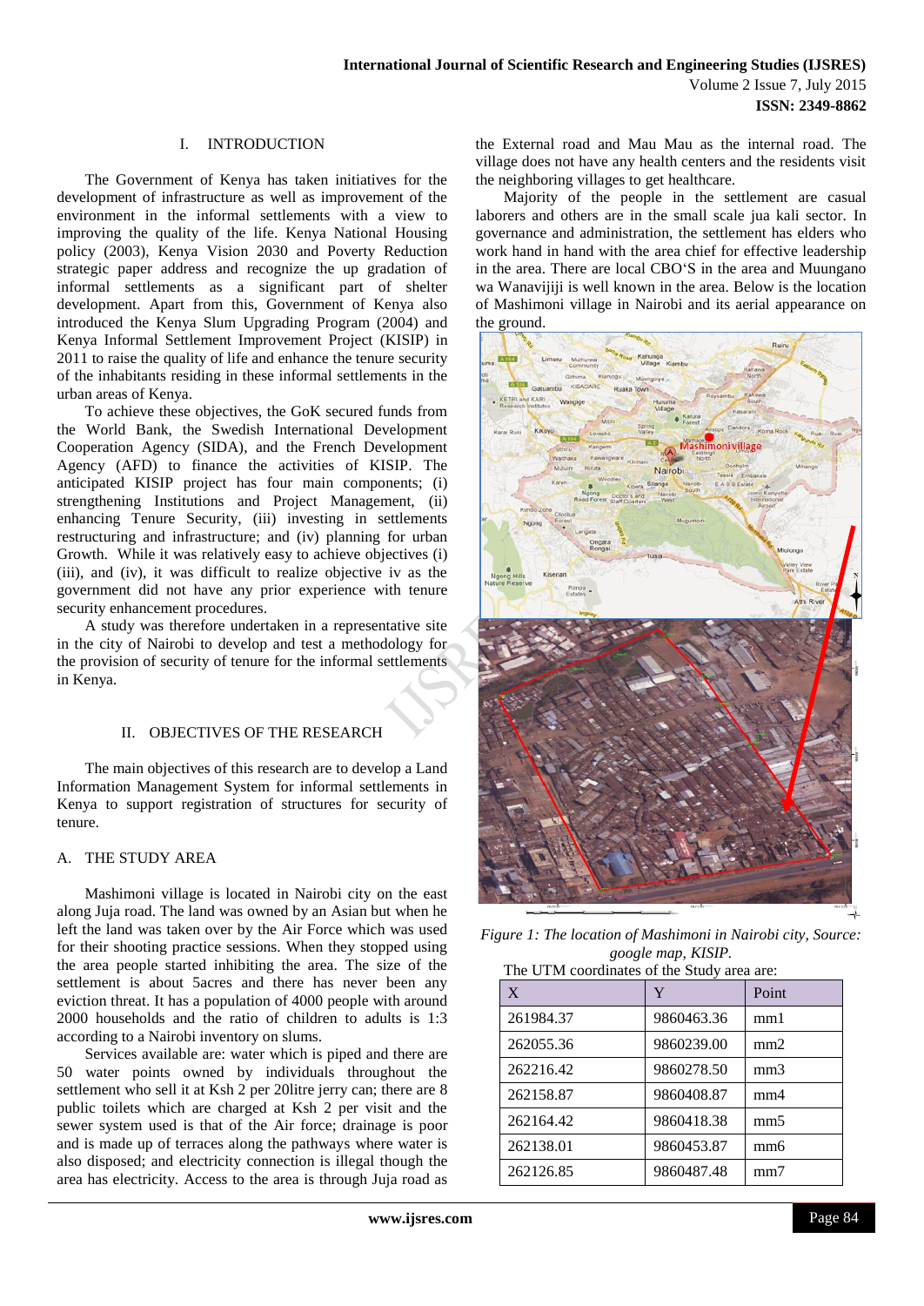## I. INTRODUCTION

The Government of Kenya has taken initiatives for the development of infrastructure as well as improvement of the environment in the informal settlements with a view to improving the quality of the life. Kenya National Housing policy (2003), Kenya Vision 2030 and Poverty Reduction strategic paper address and recognize the up gradation of informal settlements as a significant part of shelter development. Apart from this, Government of Kenya also introduced the Kenya Slum Upgrading Program (2004) and Kenya Informal Settlement Improvement Project (KISIP) in 2011 to raise the quality of life and enhance the tenure security of the inhabitants residing in these informal settlements in the urban areas of Kenya.

To achieve these objectives, the GoK secured funds from the World Bank, the Swedish International Development Cooperation Agency (SIDA), and the French Development Agency (AFD) to finance the activities of KISIP. The anticipated KISIP project has four main components; (i) strengthening Institutions and Project Management, (ii) enhancing Tenure Security, (iii) investing in settlements restructuring and infrastructure; and (iv) planning for urban Growth. While it was relatively easy to achieve objectives (i) (iii), and (iv), it was difficult to realize objective iv as the government did not have any prior experience with tenure security enhancement procedures.

A study was therefore undertaken in a representative site in the city of Nairobi to develop and test a methodology for the provision of security of tenure for the informal settlements in Kenya.

## II. OBJECTIVES OF THE RESEARCH

The main objectives of this research are to develop a Land Information Management System for informal settlements in Kenya to support registration of structures for security of tenure.

### A. THE STUDY AREA

Mashimoni village is located in Nairobi city on the east along Juja road. The land was owned by an Asian but when he left the land was taken over by the Air Force which was used for their shooting practice sessions. When they stopped using the area people started inhibiting the area. The size of the settlement is about 5acres and there has never been any eviction threat. It has a population of 4000 people with around 2000 households and the ratio of children to adults is 1:3 according to a Nairobi inventory on slums.

Services available are: water which is piped and there are 50 water points owned by individuals throughout the settlement who sell it at Ksh 2 per 20litre jerry can; there are 8 public toilets which are charged at Ksh 2 per visit and the sewer system used is that of the Air force; drainage is poor and is made up of terraces along the pathways where water is also disposed; and electricity connection is illegal though the area has electricity. Access to the area is through Juja road as the External road and Mau Mau as the internal road. The village does not have any health centers and the residents visit the neighboring villages to get healthcare.

Majority of the people in the settlement are casual laborers and others are in the small scale jua kali sector. In governance and administration, the settlement has elders who work hand in hand with the area chief for effective leadership in the area. There are local CBO'S in the area and Muungano wa Wanavijiji is well known in the area. Below is the location of Mashimoni village in Nairobi and its aerial appearance on the ground.

*Figure 1: The location of Mashimoni in Nairobi city, Source: google map, KISIP.*

The UTM coordinates of the Study area are:

| X | Y | Point |
|---|---|---|
| 261984.37 | 9860463.36 | mm1 |
| 262055.36 | 9860239.00 | mm2 |
| 262216.42 | 9860278.50 | mm3 |
| 262158.87 | 9860408.87 | mm4 |
| 262164.42 | 9860418.38 | mm5 |
| 262138.01 | 9860453.87 | mm6 |
| 262126.85 | 9860487.48 | mm7 |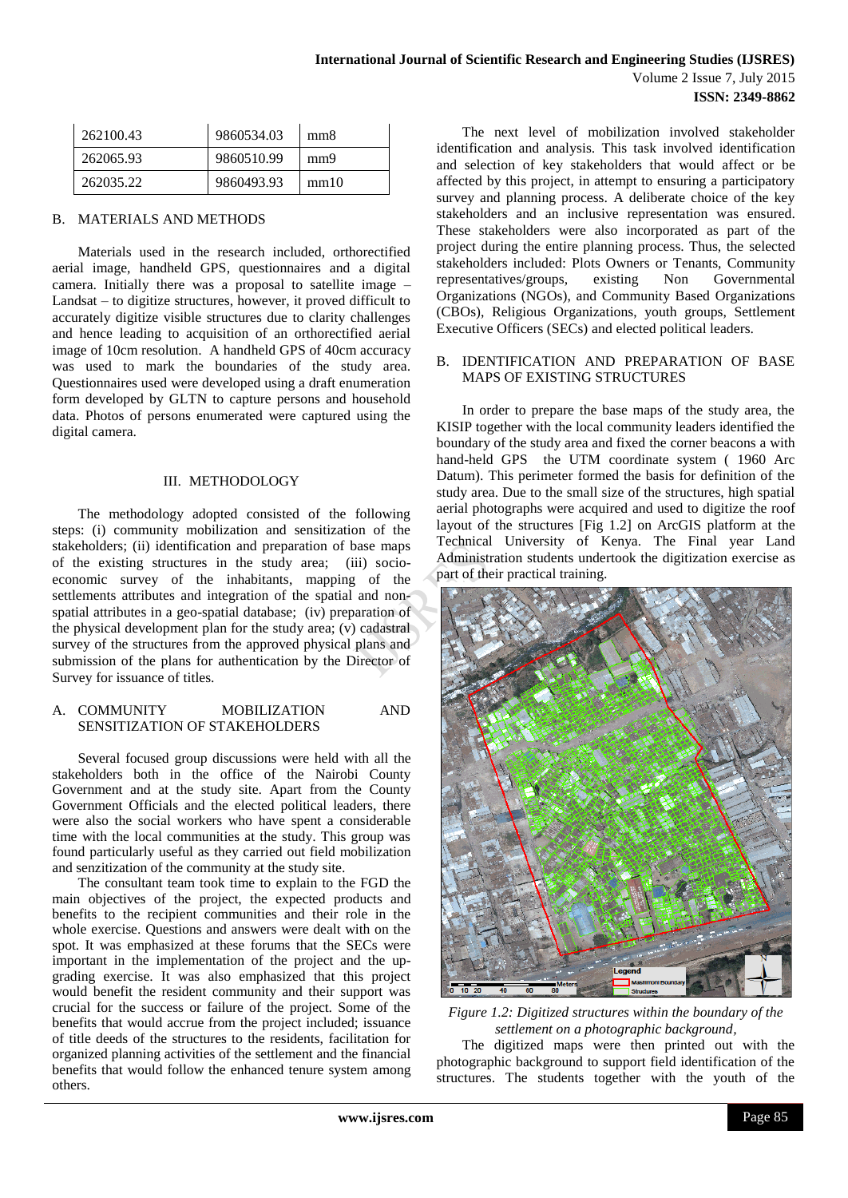| 262100.43 | 9860534.03 | mm8 |
|---|---|---|
| 262065.93 | 9860510.99 | mm9 |
| 262035.22 | 9860493.93 | mm10 |

## B. MATERIALS AND METHODS

Materials used in the research included, orthorectified aerial image, handheld GPS, questionnaires and a digital camera. Initially there was a proposal to satellite image – Landsat – to digitize structures, however, it proved difficult to accurately digitize visible structures due to clarity challenges and hence leading to acquisition of an orthorectified aerial image of 10cm resolution. A handheld GPS of 40cm accuracy was used to mark the boundaries of the study area. Questionnaires used were developed using a draft enumeration form developed by GLTN to capture persons and household data. Photos of persons enumerated were captured using the digital camera.

# III. METHODOLOGY

The methodology adopted consisted of the following steps: (i) community mobilization and sensitization of the stakeholders; (ii) identification and preparation of base maps of the existing structures in the study area; (iii) socio-economic survey of the inhabitants, mapping of the settlements attributes and integration of the spatial and non-spatial attributes in a geo-spatial database; (iv) preparation of the physical development plan for the study area; (v) cadastral survey of the structures from the approved physical plans and submission of the plans for authentication by the Director of Survey for issuance of titles.

## A. COMMUNITY MOBILIZATION AND SENSITIZATION OF STAKEHOLDERS

Several focused group discussions were held with all the stakeholders both in the office of the Nairobi County Government and at the study site. Apart from the County Government Officials and the elected political leaders, there were also the social workers who have spent a considerable time with the local communities at the study. This group was found particularly useful as they carried out field mobilization and senzitization of the community at the study site.

The consultant team took time to explain to the FGD the main objectives of the project, the expected products and benefits to the recipient communities and their role in the whole exercise. Questions and answers were dealt with on the spot. It was emphasized at these forums that the SECs were important in the implementation of the project and the up-grading exercise. It was also emphasized that this project would benefit the resident community and their support was crucial for the success or failure of the project. Some of the benefits that would accrue from the project included; issuance of title deeds of the structures to the residents, facilitation for organized planning activities of the settlement and the financial benefits that would follow the enhanced tenure system among others.

The next level of mobilization involved stakeholder identification and analysis. This task involved identification and selection of key stakeholders that would affect or be affected by this project, in attempt to ensuring a participatory survey and planning process. A deliberate choice of the key stakeholders and an inclusive representation was ensured. These stakeholders were also incorporated as part of the project during the entire planning process. Thus, the selected stakeholders included: Plots Owners or Tenants, Community representatives/groups, existing Non Governmental Organizations (NGOs), and Community Based Organizations (CBOs), Religious Organizations, youth groups, Settlement Executive Officers (SECs) and elected political leaders.

## B. IDENTIFICATION AND PREPARATION OF BASE MAPS OF EXISTING STRUCTURES

In order to prepare the base maps of the study area, the KISIP together with the local community leaders identified the boundary of the study area and fixed the corner beacons a with hand-held GPS the UTM coordinate system ( 1960 Arc Datum). This perimeter formed the basis for definition of the study area. Due to the small size of the structures, high spatial aerial photographs were acquired and used to digitize the roof layout of the structures [Fig 1.2] on ArcGIS platform at the Technical University of Kenya. The Final year Land Administration students undertook the digitization exercise as part of their practical training.

*Figure 1.2: Digitized structures within the boundary of the settlement on a photographic background,*

The digitized maps were then printed out with the photographic background to support field identification of the structures. The students together with the youth of the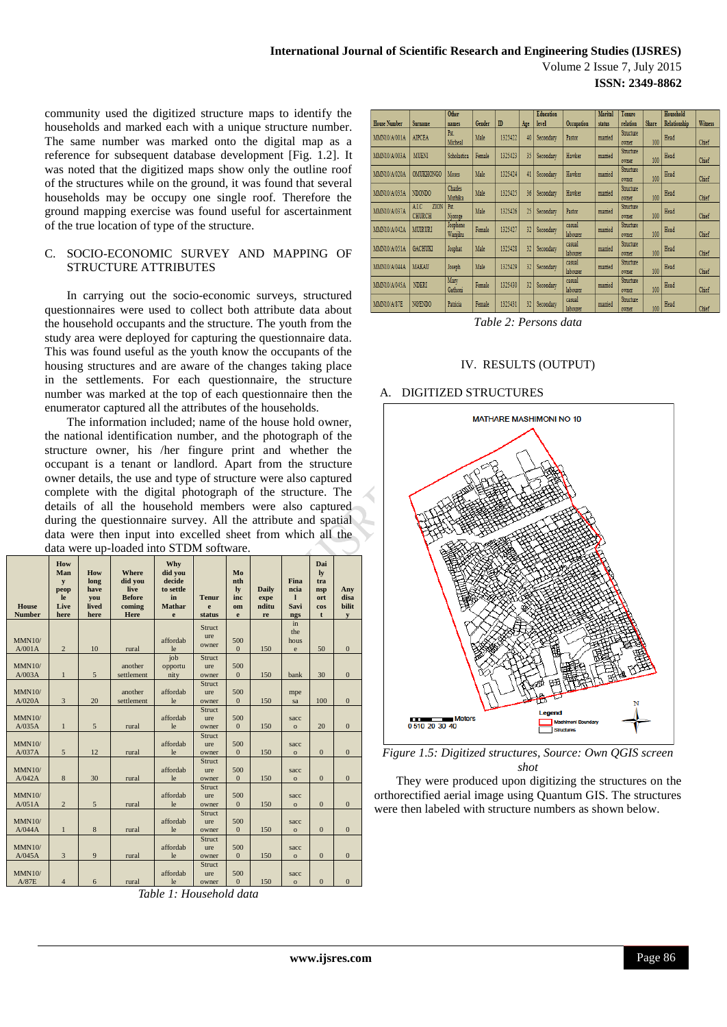community used the digitized structure maps to identify the households and marked each with a unique structure number. The same number was marked onto the digital map as a reference for subsequent database development [Fig. 1.2]. It was noted that the digitized maps show only the outline roof of the structures while on the ground, it was found that several households may be occupy one single roof. Therefore the ground mapping exercise was found useful for ascertainment of the true location of type of the structure.

## C. SOCIO-ECONOMIC SURVEY AND MAPPING OF STRUCTURE ATTRIBUTES

In carrying out the socio-economic surveys, structured questionnaires were used to collect both attribute data about the household occupants and the structure. The youth from the study area were deployed for capturing the questionnaire data. This was found useful as the youth know the occupants of the housing structures and are aware of the changes taking place in the settlements. For each questionnaire, the structure number was marked at the top of each questionnaire then the enumerator captured all the attributes of the households.

The information included; name of the house hold owner, the national identification number, and the photograph of the structure owner, his /her fingure print and whether the occupant is a tenant or landlord. Apart from the structure owner details, the use and type of structure were also captured complete with the digital photograph of the structure. The details of all the household members were also captured during the questionnaire survey. All the attribute and spatial data were then input into excelled sheet from which all the data were up-loaded into STDM software.

| House Number | How Many people Live here | How long have you lived here | Where did you live Before coming Here | Why did you decide to settle in Mathare | Tenure status | Monthly income | Daily expenditure | Financial Savings | Daily transport cost | Any disability |
|---|---|---|---|---|---|---|---|---|---|---|
| MMN10/A/001A | 2 | 10 | rural | affordable | Structure owner | 5000 | 150 | in the house | 50 | 0 |
| MMN10/A/003A | 1 | 5 | another settlement | job opportunity | Structure owner | 5000 | 150 | bank | 30 | 0 |
| MMN10/A/020A | 3 | 20 | another settlement | affordable | Structure owner | 5000 | 150 | mpesa | 100 | 0 |
| MMN10/A/035A | 1 | 5 | rural | affordable | Structure owner | 5000 | 150 | sacco | 20 | 0 |
| MMN10/A/037A | 5 | 12 | rural | affordable | Structure owner | 5000 | 150 | sacco | 0 | 0 |
| MMN10/A/042A | 8 | 30 | rural | affordable | Structure owner | 5000 | 150 | sacco | 0 | 0 |
| MMN10/A/051A | 2 | 5 | rural | affordable | Structure owner | 5000 | 150 | sacco | 0 | 0 |
| MMN10/A/044A | 1 | 8 | rural | affordable | Structure owner | 5000 | 150 | sacco | 0 | 0 |
| MMN10/A/045A | 3 | 9 | rural | affordable | Structure owner | 5000 | 150 | sacco | 0 | 0 |
| MMN10/A/87E | 4 | 6 | rural | affordable | Structure owner | 5000 | 150 | sacco | 0 | 0 |

*Table 1: Household data*

| House Number | Surname | Other names | Gender | ID | Age | Education level | Occupation | Marital status | Tenure relation | Share | Household Relationship | Witness |
|---|---|---|---|---|---|---|---|---|---|---|---|---|
| MMN10/A/001A | AIPCEA | Pst. Micheal | Male | 1325422 | 40 | Secondary | Pastor | married | Structure owner | 100 | Head | Chief |
| MMN10/A/003A | MUENI | Scholastica | Female | 1325423 | 35 | Secondary | Hawker | married | Structure owner | 100 | Head | Chief |
| MMN10/A/020A | OMUKHONGO | Moses | Male | 1325424 | 41 | Secondary | Hawker | married | Structure owner | 100 | Head | Chief |
| MMN10/A/035A | NDONDO | Charles Muthika | Male | 1325425 | 36 | Secondary | Hawker | married | Structure owner | 100 | Head | Chief |
| MMN10/A/037A | AIC ZION CHURCH | Pst. Njoroge | Male | 1325426 | 25 | Secondary | Pastor | married | Structure owner | 100 | Head | Chief |
| MMN10/A/042A | MUIRURI | Josphene Wanjiku | Female | 1325427 | 32 | Secondary | casual labourer | married | Structure owner | 100 | Head | Chief |
| MMN10/A/051A | GACHUKI | Josphat | Male | 1325428 | 32 | Secondary | casual labourer | married | Structure owner | 100 | Head | Chief |
| MMN10/A/044A | MAKAU | Joseph | Male | 1325429 | 32 | Secondary | casual labourer | married | Structure owner | 100 | Head | Chief |
| MMN10/A/045A | NDERI | Mary Gathoni | Female | 1325430 | 32 | Secondary | casual labourer | married | Structure owner | 100 | Head | Chief |
| MMN10/A/87E | NGENDO | Patricia | Female | 1325431 | 32 | Secondary | casual labourer | married | Structure owner | 100 | Head | Chief |

*Table 2: Persons data*

# IV. RESULTS (OUTPUT)

## A. DIGITIZED STRUCTURES

*Figure 1.5: Digitized structures, Source: Own QGIS screen shot*

They were produced upon digitizing the structures on the orthorectified aerial image using Quantum GIS. The structures were then labeled with structure numbers as shown below.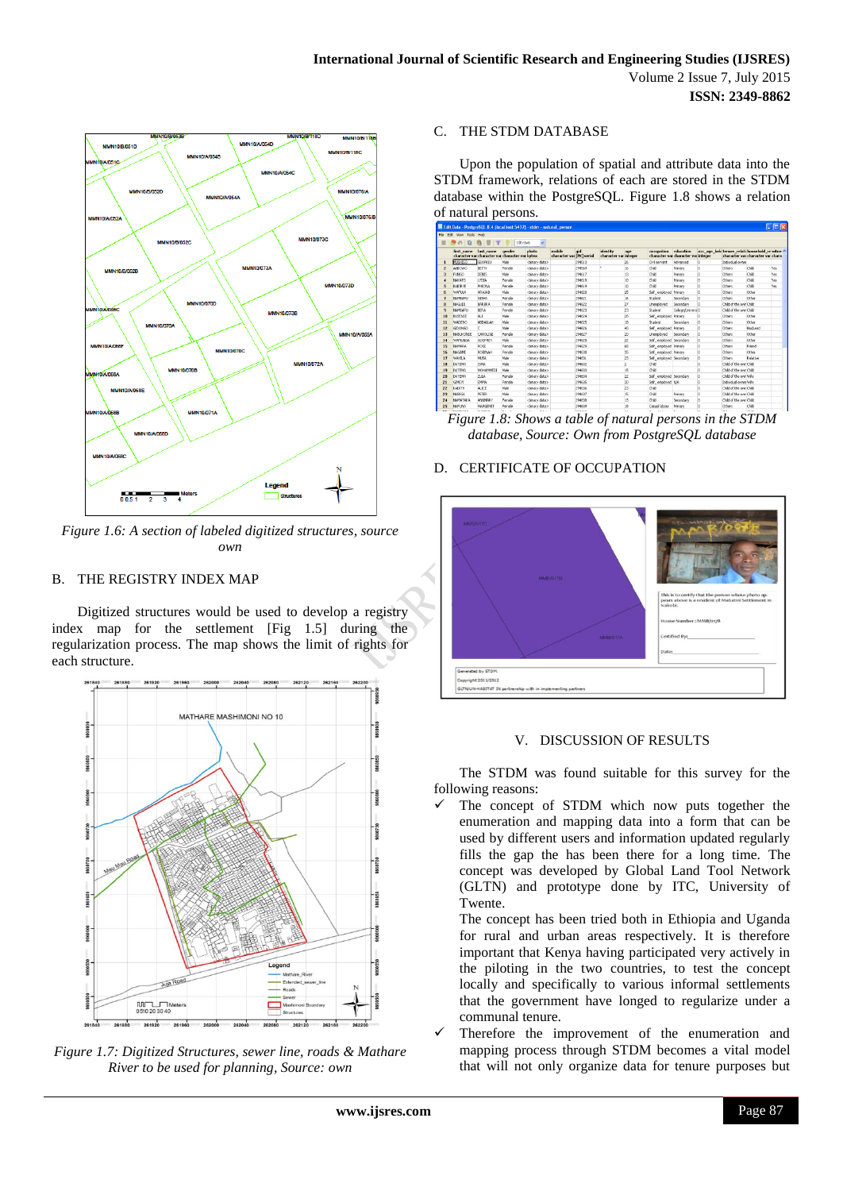*Figure 1.6: A section of labeled digitized structures, source own*

## B. THE REGISTRY INDEX MAP

Digitized structures would be used to develop a registry index map for the settlement [Fig 1.5] during the regularization process. The map shows the limit of rights for each structure.

*Figure 1.7: Digitized Structures, sewer line, roads & Mathare River to be used for planning, Source: own*

## C. THE STDM DATABASE

Upon the population of spatial and attribute data into the STDM framework, relations of each are stored in the STDM database within the PostgreSQL. Figure 1.8 shows a relation of natural persons.

*Figure 1.8: Shows a table of natural persons in the STDM database, Source: Own from PostgreSQL database*

## D. CERTIFICATE OF OCCUPATION

# V. DISCUSSION OF RESULTS

The STDM was found suitable for this survey for the following reasons:

- ✓ The concept of STDM which now puts together the enumeration and mapping data into a form that can be used by different users and information updated regularly fills the gap the has been there for a long time. The concept was developed by Global Land Tool Network (GLTN) and prototype done by ITC, University of Twente.

  The concept has been tried both in Ethiopia and Uganda for rural and urban areas respectively. It is therefore important that Kenya having participated very actively in the piloting in the two countries, to test the concept locally and specifically to various informal settlements that the government have longed to regularize under a communal tenure.
- ✓ Therefore the improvement of the enumeration and mapping process through STDM becomes a vital model that will not only organize data for tenure purposes but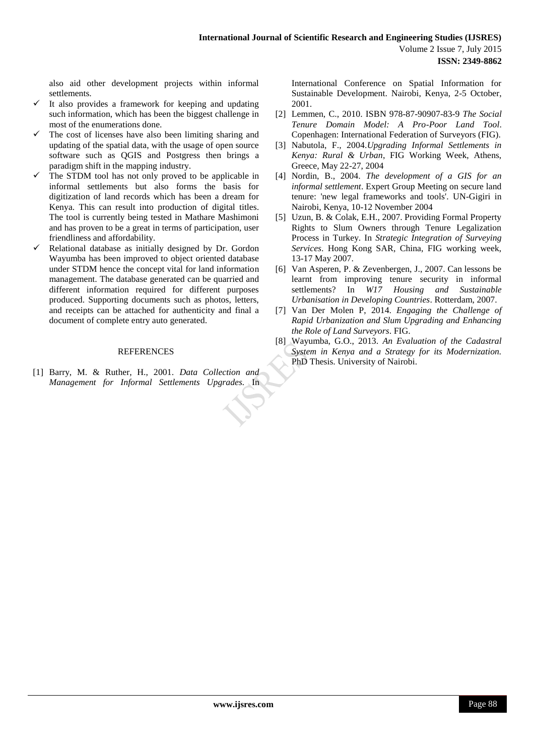also aid other development projects within informal settlements.

- ✓ It also provides a framework for keeping and updating such information, which has been the biggest challenge in most of the enumerations done.
- ✓ The cost of licenses have also been limiting sharing and updating of the spatial data, with the usage of open source software such as QGIS and Postgress then brings a paradigm shift in the mapping industry.
- ✓ The STDM tool has not only proved to be applicable in informal settlements but also forms the basis for digitization of land records which has been a dream for Kenya. This can result into production of digital titles. The tool is currently being tested in Mathare Mashimoni and has proven to be a great in terms of participation, user friendliness and affordability.
- ✓ Relational database as initially designed by Dr. Gordon Wayumba has been improved to object oriented database under STDM hence the concept vital for land information management. The database generated can be quarried and different information required for different purposes produced. Supporting documents such as photos, letters, and receipts can be attached for authenticity and final a document of complete entry auto generated.

## REFERENCES

[1] Barry, M. & Ruther, H., 2001. *Data Collection and Management for Informal Settlements Upgrades.* In International Conference on Spatial Information for Sustainable Development. Nairobi, Kenya, 2-5 October, 2001.

[2] Lemmen, C., 2010. ISBN 978-87-90907-83-9 *The Social Tenure Domain Model: A Pro-Poor Land Tool*. Copenhagen: International Federation of Surveyors (FIG).

[3] Nabutola, F., 2004.*Upgrading Informal Settlements in Kenya: Rural & Urban*, FIG Working Week, Athens, Greece, May 22-27, 2004

[4] Nordin, B., 2004. *The development of a GIS for an informal settlement*. Expert Group Meeting on secure land tenure: 'new legal frameworks and tools'. UN-Gigiri in Nairobi, Kenya, 10-12 November 2004

[5] Uzun, B. & Colak, E.H., 2007. Providing Formal Property Rights to Slum Owners through Tenure Legalization Process in Turkey. In *Strategic Integration of Surveying Services*. Hong Kong SAR, China, FIG working week, 13-17 May 2007.

[6] Van Asperen, P. & Zevenbergen, J., 2007. Can lessons be learnt from improving tenure security in informal settlements? In *W17 Housing and Sustainable Urbanisation in Developing Countries*. Rotterdam, 2007.

[7] Van Der Molen P, 2014. *Engaging the Challenge of Rapid Urbanization and Slum Upgrading and Enhancing the Role of Land Surveyors*. FIG.

[8] Wayumba, G.O., 2013. *An Evaluation of the Cadastral System in Kenya and a Strategy for its Modernization.* PhD Thesis. University of Nairobi.